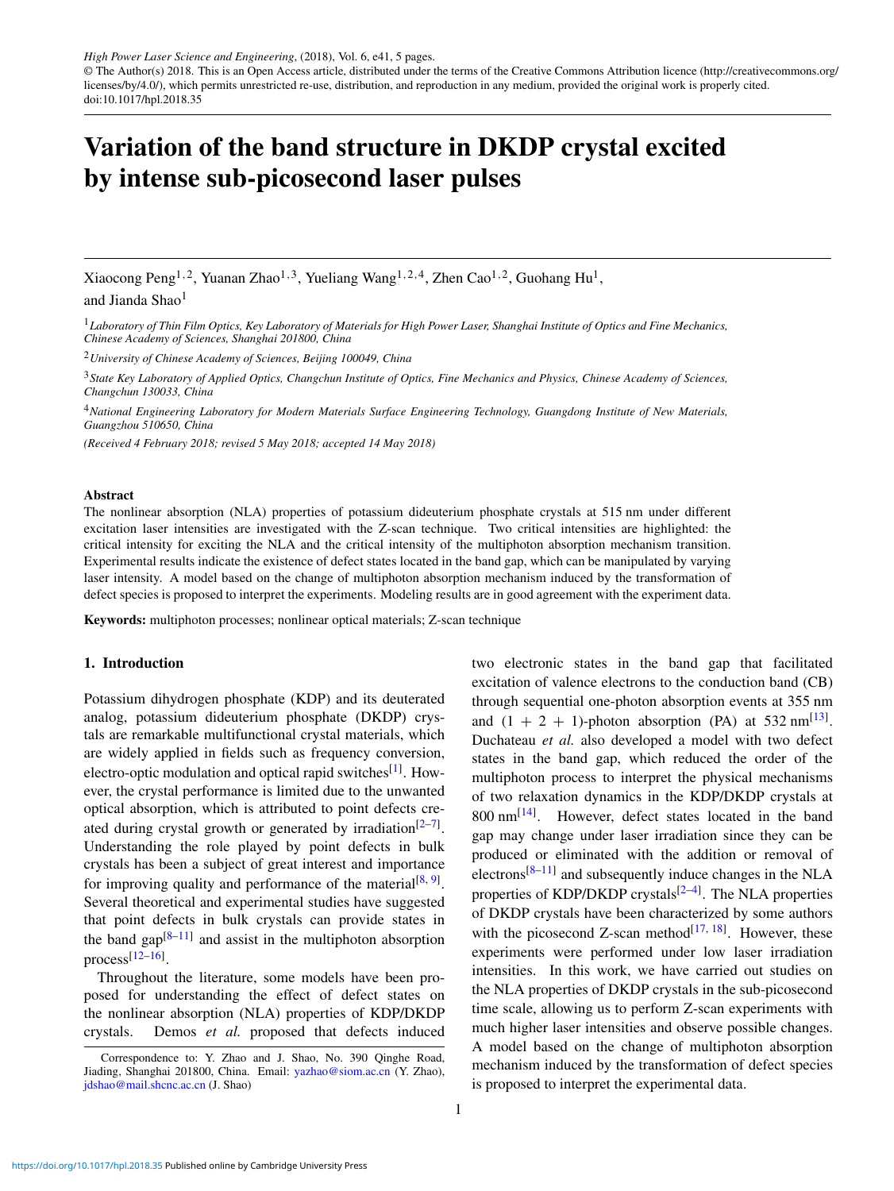High Power Laser Science and Engineering, (2018), Vol. 6, e41, 5 pages.
© The Author(s) 2018. This is an Open Access article, distributed under the terms of the Creative Commons Attribution licence (http://creativecommons.org/licenses/by/4.0/), which permits unrestricted re-use, distribution, and reproduction in any medium, provided the original work is properly cited.
doi:10.1017/hpl.2018.35

# Variation of the band structure in DKDP crystal excited by intense sub-picosecond laser pulses

Xiaocong Peng[1,2], Yuanan Zhao[1,3], Yueliang Wang[1,2,4], Zhen Cao[1,2], Guohang Hu[1], and Jianda Shao[1]

[1] *Laboratory of Thin Film Optics, Key Laboratory of Materials for High Power Laser, Shanghai Institute of Optics and Fine Mechanics, Chinese Academy of Sciences, Shanghai 201800, China*

[2] *University of Chinese Academy of Sciences, Beijing 100049, China*

[3] *State Key Laboratory of Applied Optics, Changchun Institute of Optics, Fine Mechanics and Physics, Chinese Academy of Sciences, Changchun 130033, China*

[4] *National Engineering Laboratory for Modern Materials Surface Engineering Technology, Guangdong Institute of New Materials, Guangzhou 510650, China*

*(Received 4 February 2018; revised 5 May 2018; accepted 14 May 2018)*

### Abstract

The nonlinear absorption (NLA) properties of potassium dideuterium phosphate crystals at 515 nm under different excitation laser intensities are investigated with the Z-scan technique. Two critical intensities are highlighted: the critical intensity for exciting the NLA and the critical intensity of the multiphoton absorption mechanism transition. Experimental results indicate the existence of defect states located in the band gap, which can be manipulated by varying laser intensity. A model based on the change of multiphoton absorption mechanism induced by the transformation of defect species is proposed to interpret the experiments. Modeling results are in good agreement with the experiment data.

**Keywords:** multiphoton processes; nonlinear optical materials; Z-scan technique

## 1. Introduction

Potassium dihydrogen phosphate (KDP) and its deuterated analog, potassium dideuterium phosphate (DKDP) crystals are remarkable multifunctional crystal materials, which are widely applied in fields such as frequency conversion, electro-optic modulation and optical rapid switches[1]. However, the crystal performance is limited due to the unwanted optical absorption, which is attributed to point defects created during crystal growth or generated by irradiation[2–7]. Understanding the role played by point defects in bulk crystals has been a subject of great interest and importance for improving quality and performance of the material[8, 9]. Several theoretical and experimental studies have suggested that point defects in bulk crystals can provide states in the band gap[8–11] and assist in the multiphoton absorption process[12–16].

Throughout the literature, some models have been proposed for understanding the effect of defect states on the nonlinear absorption (NLA) properties of KDP/DKDP crystals. Demos *et al.* proposed that defects induced two electronic states in the band gap that facilitated excitation of valence electrons to the conduction band (CB) through sequential one-photon absorption events at 355 nm and (1 + 2 + 1)-photon absorption (PA) at 532 nm[13]. Duchateau *et al.* also developed a model with two defect states in the band gap, which reduced the order of the multiphoton process to interpret the physical mechanisms of two relaxation dynamics in the KDP/DKDP crystals at 800 nm[14]. However, defect states located in the band gap may change under laser irradiation since they can be produced or eliminated with the addition or removal of electrons[8–11] and subsequently induce changes in the NLA properties of KDP/DKDP crystals[2–4]. The NLA properties of DKDP crystals have been characterized by some authors with the picosecond Z-scan method[17, 18]. However, these experiments were performed under low laser irradiation intensities. In this work, we have carried out studies on the NLA properties of DKDP crystals in the sub-picosecond time scale, allowing us to perform Z-scan experiments with much higher laser intensities and observe possible changes. A model based on the change of multiphoton absorption mechanism induced by the transformation of defect species is proposed to interpret the experimental data.

Correspondence to: Y. Zhao and J. Shao, No. 390 Qinghe Road, Jiading, Shanghai 201800, China. Email: yazhao@siom.ac.cn (Y. Zhao), jdshao@mail.shcnc.ac.cn (J. Shao)

https://doi.org/10.1017/hpl.2018.35 Published online by Cambridge University Press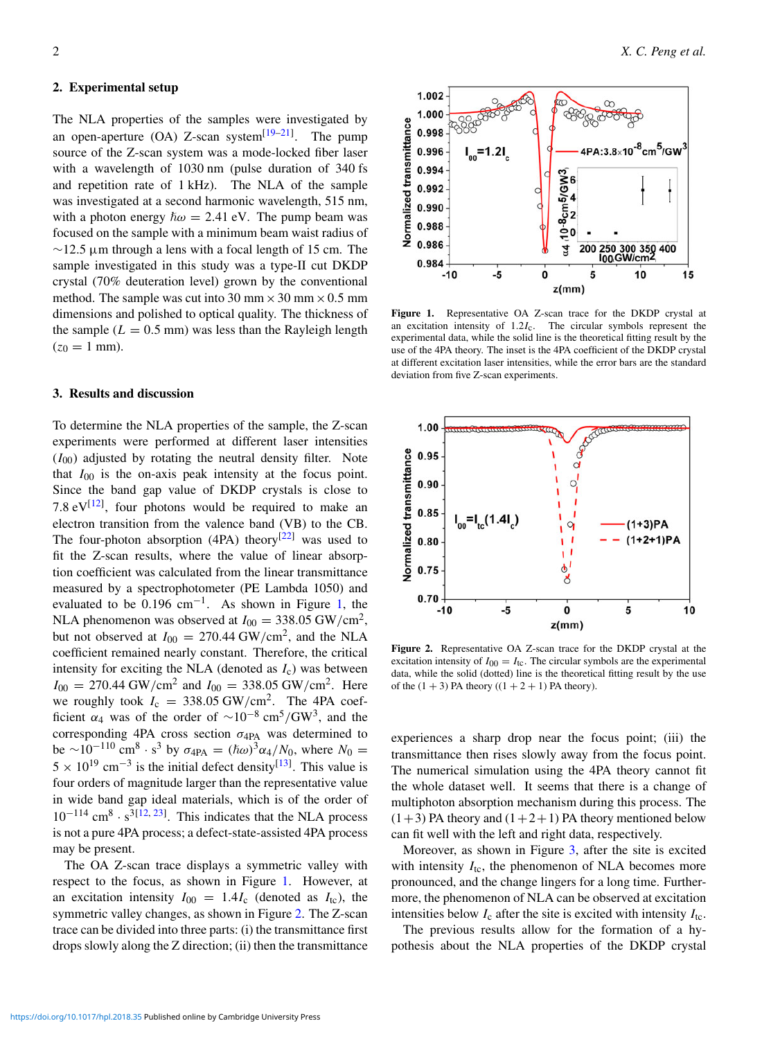## 2. Experimental setup

The NLA properties of the samples were investigated by an open-aperture (OA) Z-scan system[19–21]. The pump source of the Z-scan system was a mode-locked fiber laser with a wavelength of 1030 nm (pulse duration of 340 fs and repetition rate of 1 kHz). The NLA of the sample was investigated at a second harmonic wavelength, 515 nm, with a photon energy $\hbar\omega = 2.41$ eV. The pump beam was focused on the sample with a minimum beam waist radius of $\sim$12.5 µm through a lens with a focal length of 15 cm. The sample investigated in this study was a type-II cut DKDP crystal (70% deuteration level) grown by the conventional method. The sample was cut into 30 mm × 30 mm × 0.5 mm dimensions and polished to optical quality. The thickness of the sample ($L = 0.5$ mm) was less than the Rayleigh length ($z_0 = 1$ mm).

## 3. Results and discussion

To determine the NLA properties of the sample, the Z-scan experiments were performed at different laser intensities ($I_{00}$) adjusted by rotating the neutral density filter. Note that $I_{00}$ is the on-axis peak intensity at the focus point. Since the band gap value of DKDP crystals is close to 7.8 eV[12], four photons would be required to make an electron transition from the valence band (VB) to the CB. The four-photon absorption (4PA) theory[22] was used to fit the Z-scan results, where the value of linear absorption coefficient was calculated from the linear transmittance measured by a spectrophotometer (PE Lambda 1050) and evaluated to be 0.196 cm$^{-1}$. As shown in Figure 1, the NLA phenomenon was observed at $I_{00} = 338.05$ GW/cm$^2$, but not observed at $I_{00} = 270.44$ GW/cm$^2$, and the NLA coefficient remained nearly constant. Therefore, the critical intensity for exciting the NLA (denoted as $I_c$) was between $I_{00} = 270.44$ GW/cm$^2$ and $I_{00} = 338.05$ GW/cm$^2$. Here we roughly took $I_c = 338.05$ GW/cm$^2$. The 4PA coefficient $\alpha_4$ was of the order of $\sim 10^{-8}$ cm$^5$/GW$^3$, and the corresponding 4PA cross section $\sigma_{4PA}$ was determined to be $\sim 10^{-110}$ cm$^8 \cdot$ s$^3$ by $\sigma_{4PA} = (\hbar\omega)^3\alpha_4/N_0$, where $N_0 = 5 \times 10^{19}$ cm$^{-3}$ is the initial defect density[13]. This value is four orders of magnitude larger than the representative value in wide band gap ideal materials, which is of the order of $10^{-114}$ cm$^8 \cdot$ s$^3$[12, 23]. This indicates that the NLA process is not a pure 4PA process; a defect-state-assisted 4PA process may be present.

The OA Z-scan trace displays a symmetric valley with respect to the focus, as shown in Figure 1. However, at an excitation intensity $I_{00} = 1.4I_c$ (denoted as $I_{tc}$), the symmetric valley changes, as shown in Figure 2. The Z-scan trace can be divided into three parts: (i) the transmittance first drops slowly along the Z direction; (ii) then the transmittance experiences a sharp drop near the focus point; (iii) the transmittance then rises slowly away from the focus point. The numerical simulation using the 4PA theory cannot fit the whole dataset well. It seems that there is a change of multiphoton absorption mechanism during this process. The $(1+3)$ PA theory and $(1+2+1)$ PA theory mentioned below can fit well with the left and right data, respectively.

Moreover, as shown in Figure 3, after the site is excited with intensity $I_{tc}$, the phenomenon of NLA becomes more pronounced, and the change lingers for a long time. Furthermore, the phenomenon of NLA can be observed at excitation intensities below $I_c$ after the site is excited with intensity $I_{tc}$.

The previous results allow for the formation of a hypothesis about the NLA properties of the DKDP crystal

**Figure 1.** Representative OA Z-scan trace for the DKDP crystal at an excitation intensity of $1.2I_c$. The circular symbols represent the experimental data, while the solid line is the theoretical fitting result by the use of the 4PA theory. The inset is the 4PA coefficient of the DKDP crystal at different excitation laser intensities, while the error bars are the standard deviation from five Z-scan experiments.

**Figure 2.** Representative OA Z-scan trace for the DKDP crystal at the excitation intensity of $I_{00} = I_{tc}$. The circular symbols are the experimental data, while the solid (dotted) line is the theoretical fitting result by the use of the $(1+3)$ PA theory ($(1+2+1)$ PA theory).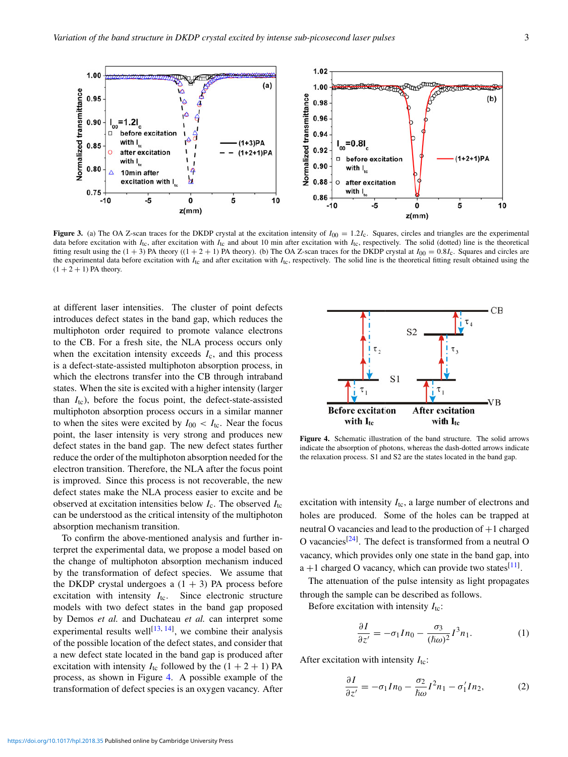**Figure 3.** (a) The OA Z-scan traces for the DKDP crystal at the excitation intensity of $I_{00} = 1.2I_{\mathrm{c}}$. Squares, circles and triangles are the experimental data before excitation with $I_{\mathrm{tc}}$, after excitation with $I_{\mathrm{tc}}$ and about 10 min after excitation with $I_{\mathrm{tc}}$, respectively. The solid (dotted) line is the theoretical fitting result using the $(1+3)$ PA theory ($(1+2+1)$ PA theory). (b) The OA Z-scan traces for the DKDP crystal at $I_{00} = 0.8I_{\mathrm{c}}$. Squares and circles are the experimental data before excitation with $I_{\mathrm{tc}}$ and after excitation with $I_{\mathrm{tc}}$, respectively. The solid line is the theoretical fitting result obtained using the $(1+2+1)$ PA theory.

at different laser intensities. The cluster of point defects introduces defect states in the band gap, which reduces the multiphoton order required to promote valance electrons to the CB. For a fresh site, the NLA process occurs only when the excitation intensity exceeds $I_{\mathrm{c}}$, and this process is a defect-state-assisted multiphoton absorption process, in which the electrons transfer into the CB through intraband states. When the site is excited with a higher intensity (larger than $I_{\mathrm{tc}}$), before the focus point, the defect-state-assisted multiphoton absorption process occurs in a similar manner to when the sites were excited by $I_{00} < I_{\mathrm{tc}}$. Near the focus point, the laser intensity is very strong and produces new defect states in the band gap. The new defect states further reduce the order of the multiphoton absorption needed for the electron transition. Therefore, the NLA after the focus point is improved. Since this process is not recoverable, the new defect states make the NLA process easier to excite and be observed at excitation intensities below $I_{\mathrm{c}}$. The observed $I_{\mathrm{tc}}$ can be understood as the critical intensity of the multiphoton absorption mechanism transition.

To confirm the above-mentioned analysis and further interpret the experimental data, we propose a model based on the change of multiphoton absorption mechanism induced by the transformation of defect species. We assume that the DKDP crystal undergoes a $(1+3)$ PA process before excitation with intensity $I_{\mathrm{tc}}$. Since electronic structure models with two defect states in the band gap proposed by Demos *et al.* and Duchateau *et al.* can interpret some experimental results well[13, 14], we combine their analysis of the possible location of the defect states, and consider that a new defect state located in the band gap is produced after excitation with intensity $I_{\mathrm{tc}}$ followed by the $(1+2+1)$ PA process, as shown in Figure 4. A possible example of the transformation of defect species is an oxygen vacancy. After excitation with intensity $I_{\mathrm{tc}}$, a large number of electrons and holes are produced. Some of the holes can be trapped at neutral O vacancies and lead to the production of $+1$ charged O vacancies[24]. The defect is transformed from a neutral O vacancy, which provides only one state in the band gap, into a $+1$ charged O vacancy, which can provide two states[11].

**Figure 4.** Schematic illustration of the band structure. The solid arrows indicate the absorption of photons, whereas the dash-dotted arrows indicate the relaxation process. S1 and S2 are the states located in the band gap.

The attenuation of the pulse intensity as light propagates through the sample can be described as follows.

Before excitation with intensity $I_{\mathrm{tc}}$:

$$\frac{\partial I}{\partial z'} = -\sigma_1 I n_0 - \frac{\sigma_3}{(\hbar\omega)^2} I^3 n_1. \tag{1}$$

After excitation with intensity $I_{\mathrm{tc}}$:

$$\frac{\partial I}{\partial z'} = -\sigma_1 I n_0 - \frac{\sigma_2}{\hbar\omega} I^2 n_1 - \sigma_1' I n_2, \tag{2}$$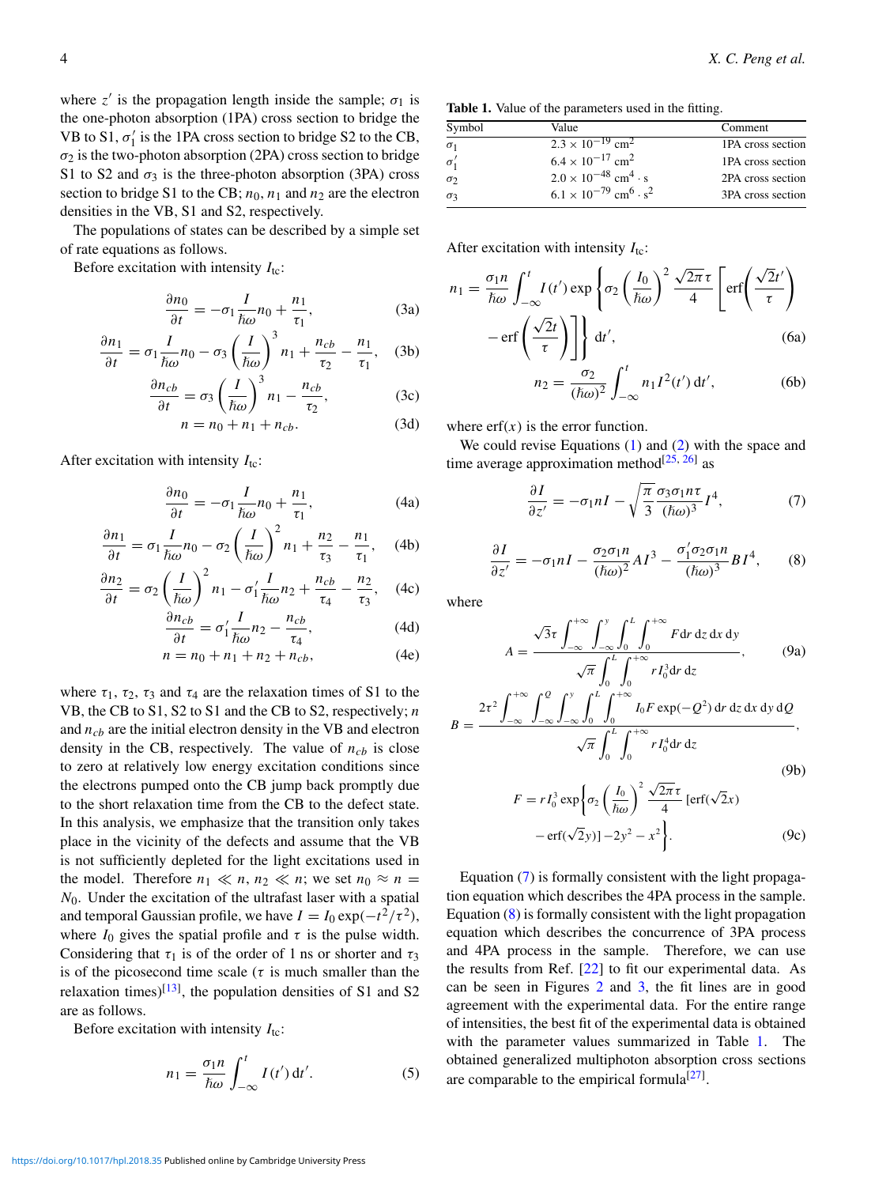where $z'$ is the propagation length inside the sample; $\sigma_1$ is the one-photon absorption (1PA) cross section to bridge the VB to S1, $\sigma_1'$ is the 1PA cross section to bridge S2 to the CB, $\sigma_2$ is the two-photon absorption (2PA) cross section to bridge S1 to S2 and $\sigma_3$ is the three-photon absorption (3PA) cross section to bridge S1 to the CB; $n_0$, $n_1$ and $n_2$ are the electron densities in the VB, S1 and S2, respectively.

The populations of states can be described by a simple set of rate equations as follows.

Before excitation with intensity $I_{\text{tc}}$:

$$\frac{\partial n_0}{\partial t} = -\sigma_1 \frac{I}{\hbar\omega} n_0 + \frac{n_1}{\tau_1}, \tag{3a}$$

$$\frac{\partial n_1}{\partial t} = \sigma_1 \frac{I}{\hbar\omega} n_0 - \sigma_3 \left(\frac{I}{\hbar\omega}\right)^3 n_1 + \frac{n_{cb}}{\tau_2} - \frac{n_1}{\tau_1}, \tag{3b}$$

$$\frac{\partial n_{cb}}{\partial t} = \sigma_3 \left(\frac{I}{\hbar\omega}\right)^3 n_1 - \frac{n_{cb}}{\tau_2}, \tag{3c}$$

$$n = n_0 + n_1 + n_{cb}. \tag{3d}$$

After excitation with intensity $I_{\text{tc}}$:

$$\frac{\partial n_0}{\partial t} = -\sigma_1 \frac{I}{\hbar\omega} n_0 + \frac{n_1}{\tau_1}, \tag{4a}$$

$$\frac{\partial n_1}{\partial t} = \sigma_1 \frac{I}{\hbar\omega} n_0 - \sigma_2 \left(\frac{I}{\hbar\omega}\right)^2 n_1 + \frac{n_2}{\tau_3} - \frac{n_1}{\tau_1}, \tag{4b}$$

$$\frac{\partial n_2}{\partial t} = \sigma_2 \left(\frac{I}{\hbar\omega}\right)^2 n_1 - \sigma_1' \frac{I}{\hbar\omega} n_2 + \frac{n_{cb}}{\tau_4} - \frac{n_2}{\tau_3}, \tag{4c}$$

$$\frac{\partial n_{cb}}{\partial t} = \sigma_1' \frac{I}{\hbar\omega} n_2 - \frac{n_{cb}}{\tau_4}, \tag{4d}$$

$$n = n_0 + n_1 + n_2 + n_{cb}, \tag{4e}$$

where $\tau_1$, $\tau_2$, $\tau_3$ and $\tau_4$ are the relaxation times of S1 to the VB, the CB to S1, S2 to S1 and the CB to S2, respectively; $n$ and $n_{cb}$ are the initial electron density in the VB and electron density in the CB, respectively. The value of $n_{cb}$ is close to zero at relatively low energy excitation conditions since the electrons pumped onto the CB jump back promptly due to the short relaxation time from the CB to the defect state. In this analysis, we emphasize that the transition only takes place in the vicinity of the defects and assume that the VB is not sufficiently depleted for the light excitations used in the model. Therefore $n_1 \ll n$, $n_2 \ll n$; we set $n_0 \approx n = N_0$. Under the excitation of the ultrafast laser with a spatial and temporal Gaussian profile, we have $I = I_0 \exp(-t^2/\tau^2)$, where $I_0$ gives the spatial profile and $\tau$ is the pulse width. Considering that $\tau_1$ is of the order of 1 ns or shorter and $\tau_3$ is of the picosecond time scale ($\tau$ is much smaller than the relaxation times)[13], the population densities of S1 and S2 are as follows.

Before excitation with intensity $I_{\text{tc}}$:

$$n_1 = \frac{\sigma_1 n}{\hbar\omega} \int_{-\infty}^{t} I(t')\,\mathrm{d}t'. \tag{5}$$

**Table 1.** Value of the parameters used in the fitting.

| Symbol | Value | Comment |
|---|---|---|
| $\sigma_1$ | $2.3 \times 10^{-19}$ cm$^2$ | 1PA cross section |
| $\sigma_1'$ | $6.4 \times 10^{-17}$ cm$^2$ | 1PA cross section |
| $\sigma_2$ | $2.0 \times 10^{-48}$ cm$^4 \cdot$ s | 2PA cross section |
| $\sigma_3$ | $6.1 \times 10^{-79}$ cm$^6 \cdot$ s$^2$ | 3PA cross section |

After excitation with intensity $I_{\text{tc}}$:

$$n_1 = \frac{\sigma_1 n}{\hbar\omega} \int_{-\infty}^{t} I(t') \exp\left\{\sigma_2 \left(\frac{I_0}{\hbar\omega}\right)^2 \frac{\sqrt{2\pi}\tau}{4} \left[\operatorname{erf}\left(\frac{\sqrt{2}t'}{\tau}\right) - \operatorname{erf}\left(\frac{\sqrt{2}t}{\tau}\right)\right]\right\} \mathrm{d}t', \tag{6a}$$

$$n_2 = \frac{\sigma_2}{(\hbar\omega)^2} \int_{-\infty}^{t} n_1 I^2(t')\,\mathrm{d}t', \tag{6b}$$

where $\operatorname{erf}(x)$ is the error function.

We could revise Equations (1) and (2) with the space and time average approximation method[25, 26] as

$$\frac{\partial I}{\partial z'} = -\sigma_1 n I - \sqrt{\frac{\pi}{3}} \frac{\sigma_3 \sigma_1 n \tau}{(\hbar\omega)^3} I^4, \tag{7}$$

$$\frac{\partial I}{\partial z'} = -\sigma_1 n I - \frac{\sigma_2 \sigma_1 n}{(\hbar\omega)^2} A I^3 - \frac{\sigma_1' \sigma_2 \sigma_1 n}{(\hbar\omega)^3} B I^4, \tag{8}$$

where

$$A = \frac{\sqrt{3}\tau \int_{-\infty}^{+\infty} \int_{-\infty}^{y} \int_{0}^{L} \int_{0}^{+\infty} F\,\mathrm{d}r\,\mathrm{d}z\,\mathrm{d}x\,\mathrm{d}y}{\sqrt{\pi} \int_{0}^{L} \int_{0}^{+\infty} r I_0^3\,\mathrm{d}r\,\mathrm{d}z}, \tag{9a}$$

$$B = \frac{2\tau^2 \int_{-\infty}^{+\infty} \int_{-\infty}^{Q} \int_{-\infty}^{y} \int_{0}^{L} \int_{0}^{+\infty} I_0 F \exp(-Q^2)\,\mathrm{d}r\,\mathrm{d}z\,\mathrm{d}x\,\mathrm{d}y\,\mathrm{d}Q}{\sqrt{\pi} \int_{0}^{L} \int_{0}^{+\infty} r I_0^4\,\mathrm{d}r\,\mathrm{d}z}, \tag{9b}$$

$$F = r I_0^3 \exp\left\{\sigma_2 \left(\frac{I_0}{\hbar\omega}\right)^2 \frac{\sqrt{2\pi}\tau}{4} [\operatorname{erf}(\sqrt{2}x) - \operatorname{erf}(\sqrt{2}y)] - 2y^2 - x^2\right\}. \tag{9c}$$

Equation (7) is formally consistent with the light propagation equation which describes the 4PA process in the sample. Equation (8) is formally consistent with the light propagation equation which describes the concurrence of 3PA process and 4PA process in the sample. Therefore, we can use the results from Ref. [22] to fit our experimental data. As can be seen in Figures 2 and 3, the fit lines are in good agreement with the experimental data. For the entire range of intensities, the best fit of the experimental data is obtained with the parameter values summarized in Table 1. The obtained generalized multiphoton absorption cross sections are comparable to the empirical formula[27].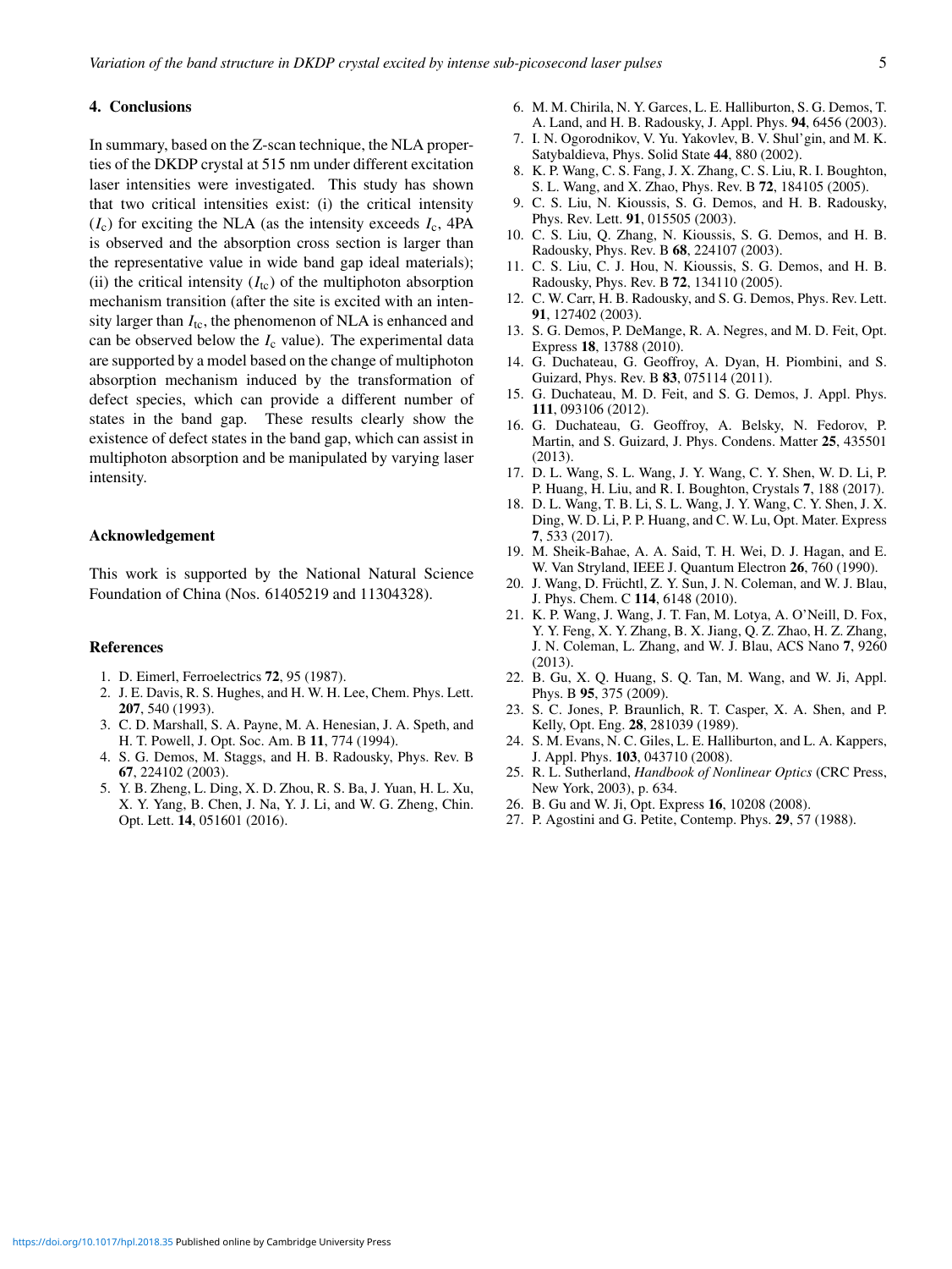## 4. Conclusions

In summary, based on the Z-scan technique, the NLA properties of the DKDP crystal at 515 nm under different excitation laser intensities were investigated. This study has shown that two critical intensities exist: (i) the critical intensity ($I_c$) for exciting the NLA (as the intensity exceeds $I_c$, 4PA is observed and the absorption cross section is larger than the representative value in wide band gap ideal materials); (ii) the critical intensity ($I_{tc}$) of the multiphoton absorption mechanism transition (after the site is excited with an intensity larger than $I_{tc}$, the phenomenon of NLA is enhanced and can be observed below the $I_c$ value). The experimental data are supported by a model based on the change of multiphoton absorption mechanism induced by the transformation of defect species, which can provide a different number of states in the band gap. These results clearly show the existence of defect states in the band gap, which can assist in multiphoton absorption and be manipulated by varying laser intensity.

## Acknowledgement

This work is supported by the National Natural Science Foundation of China (Nos. 61405219 and 11304328).

## References

1. D. Eimerl, Ferroelectrics **72**, 95 (1987).
2. J. E. Davis, R. S. Hughes, and H. W. H. Lee, Chem. Phys. Lett. **207**, 540 (1993).
3. C. D. Marshall, S. A. Payne, M. A. Henesian, J. A. Speth, and H. T. Powell, J. Opt. Soc. Am. B **11**, 774 (1994).
4. S. G. Demos, M. Staggs, and H. B. Radousky, Phys. Rev. B **67**, 224102 (2003).
5. Y. B. Zheng, L. Ding, X. D. Zhou, R. S. Ba, J. Yuan, H. L. Xu, X. Y. Yang, B. Chen, J. Na, Y. J. Li, and W. G. Zheng, Chin. Opt. Lett. **14**, 051601 (2016).
6. M. M. Chirila, N. Y. Garces, L. E. Halliburton, S. G. Demos, T. A. Land, and H. B. Radousky, J. Appl. Phys. **94**, 6456 (2003).
7. I. N. Ogorodnikov, V. Yu. Yakovlev, B. V. Shul'gin, and M. K. Satybaldieva, Phys. Solid State **44**, 880 (2002).
8. K. P. Wang, C. S. Fang, J. X. Zhang, C. S. Liu, R. I. Boughton, S. L. Wang, and X. Zhao, Phys. Rev. B **72**, 184105 (2005).
9. C. S. Liu, N. Kioussis, S. G. Demos, and H. B. Radousky, Phys. Rev. Lett. **91**, 015505 (2003).
10. C. S. Liu, Q. Zhang, N. Kioussis, S. G. Demos, and H. B. Radousky, Phys. Rev. B **68**, 224107 (2003).
11. C. S. Liu, C. J. Hou, N. Kioussis, S. G. Demos, and H. B. Radousky, Phys. Rev. B **72**, 134110 (2005).
12. C. W. Carr, H. B. Radousky, and S. G. Demos, Phys. Rev. Lett. **91**, 127402 (2003).
13. S. G. Demos, P. DeMange, R. A. Negres, and M. D. Feit, Opt. Express **18**, 13788 (2010).
14. G. Duchateau, G. Geoffroy, A. Dyan, H. Piombini, and S. Guizard, Phys. Rev. B **83**, 075114 (2011).
15. G. Duchateau, M. D. Feit, and S. G. Demos, J. Appl. Phys. **111**, 093106 (2012).
16. G. Duchateau, G. Geoffroy, A. Belsky, N. Fedorov, P. Martin, and S. Guizard, J. Phys. Condens. Matter **25**, 435501 (2013).
17. D. L. Wang, S. L. Wang, J. Y. Wang, C. Y. Shen, W. D. Li, P. P. Huang, H. Liu, and R. I. Boughton, Crystals **7**, 188 (2017).
18. D. L. Wang, T. B. Li, S. L. Wang, J. Y. Wang, C. Y. Shen, J. X. Ding, W. D. Li, P. P. Huang, and C. W. Lu, Opt. Mater. Express **7**, 533 (2017).
19. M. Sheik-Bahae, A. A. Said, T. H. Wei, D. J. Hagan, and E. W. Van Stryland, IEEE J. Quantum Electron **26**, 760 (1990).
20. J. Wang, D. Früchtl, Z. Y. Sun, J. N. Coleman, and W. J. Blau, J. Phys. Chem. C **114**, 6148 (2010).
21. K. P. Wang, J. Wang, J. T. Fan, M. Lotya, A. O'Neill, D. Fox, Y. Y. Feng, X. Y. Zhang, B. X. Jiang, Q. Z. Zhao, H. Z. Zhang, J. N. Coleman, L. Zhang, and W. J. Blau, ACS Nano **7**, 9260 (2013).
22. B. Gu, X. Q. Huang, S. Q. Tan, M. Wang, and W. Ji, Appl. Phys. B **95**, 375 (2009).
23. S. C. Jones, P. Braunlich, R. T. Casper, X. A. Shen, and P. Kelly, Opt. Eng. **28**, 281039 (1989).
24. S. M. Evans, N. C. Giles, L. E. Halliburton, and L. A. Kappers, J. Appl. Phys. **103**, 043710 (2008).
25. R. L. Sutherland, *Handbook of Nonlinear Optics* (CRC Press, New York, 2003), p. 634.
26. B. Gu and W. Ji, Opt. Express **16**, 10208 (2008).
27. P. Agostini and G. Petite, Contemp. Phys. **29**, 57 (1988).